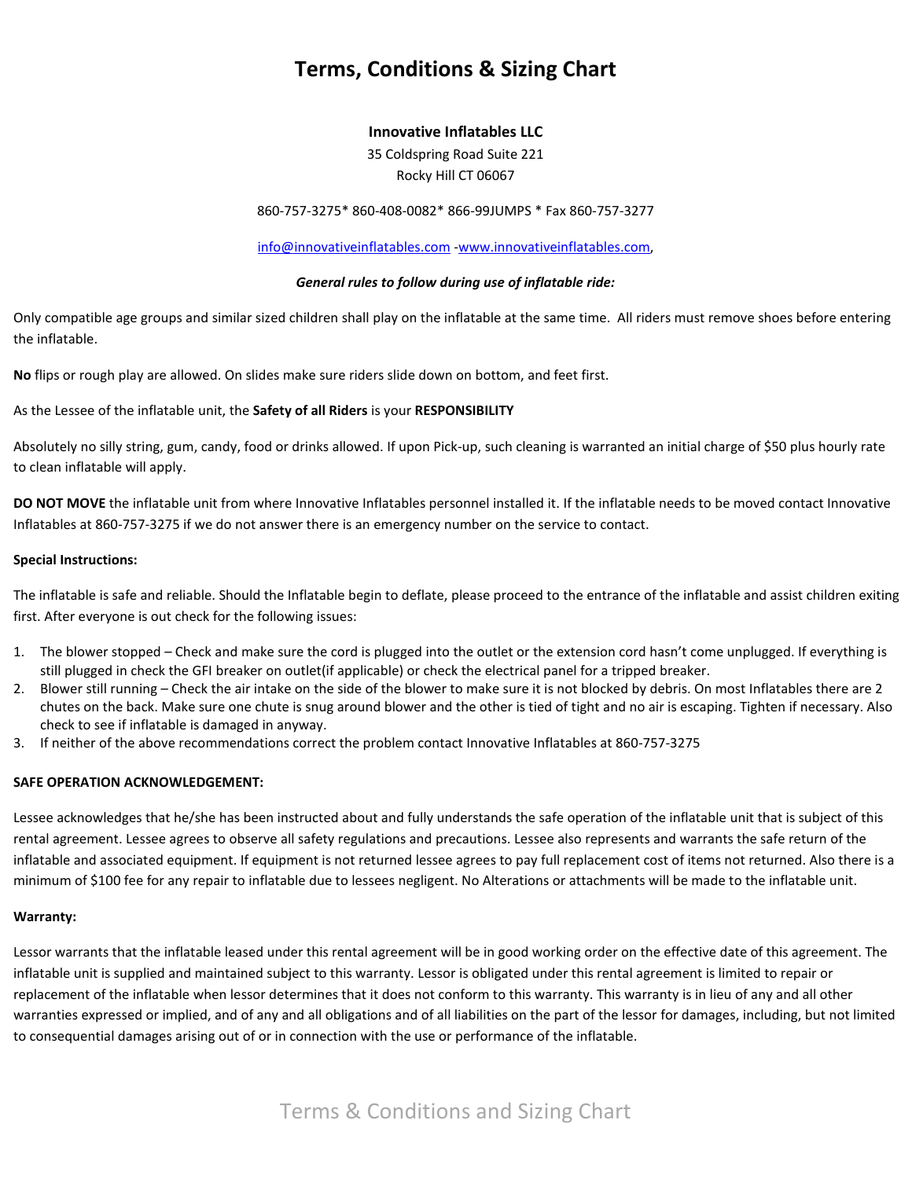# Terms, Conditions & Sizing Chart

**Innovative Inflatables LLC**

35 Coldspring Road Suite 221
Rocky Hill CT 06067

860-757-3275* 860-408-0082* 866-99JUMPS * Fax 860-757-3277

info@innovativeinflatables.com -www.innovativeinflatables.com,

***General rules to follow during use of inflatable ride:***

Only compatible age groups and similar sized children shall play on the inflatable at the same time. All riders must remove shoes before entering the inflatable.

**No** flips or rough play are allowed. On slides make sure riders slide down on bottom, and feet first.

As the Lessee of the inflatable unit, the **Safety of all Riders** is your **RESPONSIBILITY**

Absolutely no silly string, gum, candy, food or drinks allowed. If upon Pick-up, such cleaning is warranted an initial charge of $50 plus hourly rate to clean inflatable will apply.

**DO NOT MOVE** the inflatable unit from where Innovative Inflatables personnel installed it. If the inflatable needs to be moved contact Innovative Inflatables at 860-757-3275 if we do not answer there is an emergency number on the service to contact.

**Special Instructions:**

The inflatable is safe and reliable. Should the Inflatable begin to deflate, please proceed to the entrance of the inflatable and assist children exiting first. After everyone is out check for the following issues:

1. The blower stopped – Check and make sure the cord is plugged into the outlet or the extension cord hasn't come unplugged. If everything is still plugged in check the GFI breaker on outlet(if applicable) or check the electrical panel for a tripped breaker.
2. Blower still running – Check the air intake on the side of the blower to make sure it is not blocked by debris. On most Inflatables there are 2 chutes on the back. Make sure one chute is snug around blower and the other is tied of tight and no air is escaping. Tighten if necessary. Also check to see if inflatable is damaged in anyway.
3. If neither of the above recommendations correct the problem contact Innovative Inflatables at 860-757-3275

**SAFE OPERATION ACKNOWLEDGEMENT:**

Lessee acknowledges that he/she has been instructed about and fully understands the safe operation of the inflatable unit that is subject of this rental agreement. Lessee agrees to observe all safety regulations and precautions. Lessee also represents and warrants the safe return of the inflatable and associated equipment. If equipment is not returned lessee agrees to pay full replacement cost of items not returned. Also there is a minimum of $100 fee for any repair to inflatable due to lessees negligent. No Alterations or attachments will be made to the inflatable unit.

**Warranty:**

Lessor warrants that the inflatable leased under this rental agreement will be in good working order on the effective date of this agreement. The inflatable unit is supplied and maintained subject to this warranty. Lessor is obligated under this rental agreement is limited to repair or replacement of the inflatable when lessor determines that it does not conform to this warranty. This warranty is in lieu of any and all other warranties expressed or implied, and of any and all obligations and of all liabilities on the part of the lessor for damages, including, but not limited to consequential damages arising out of or in connection with the use or performance of the inflatable.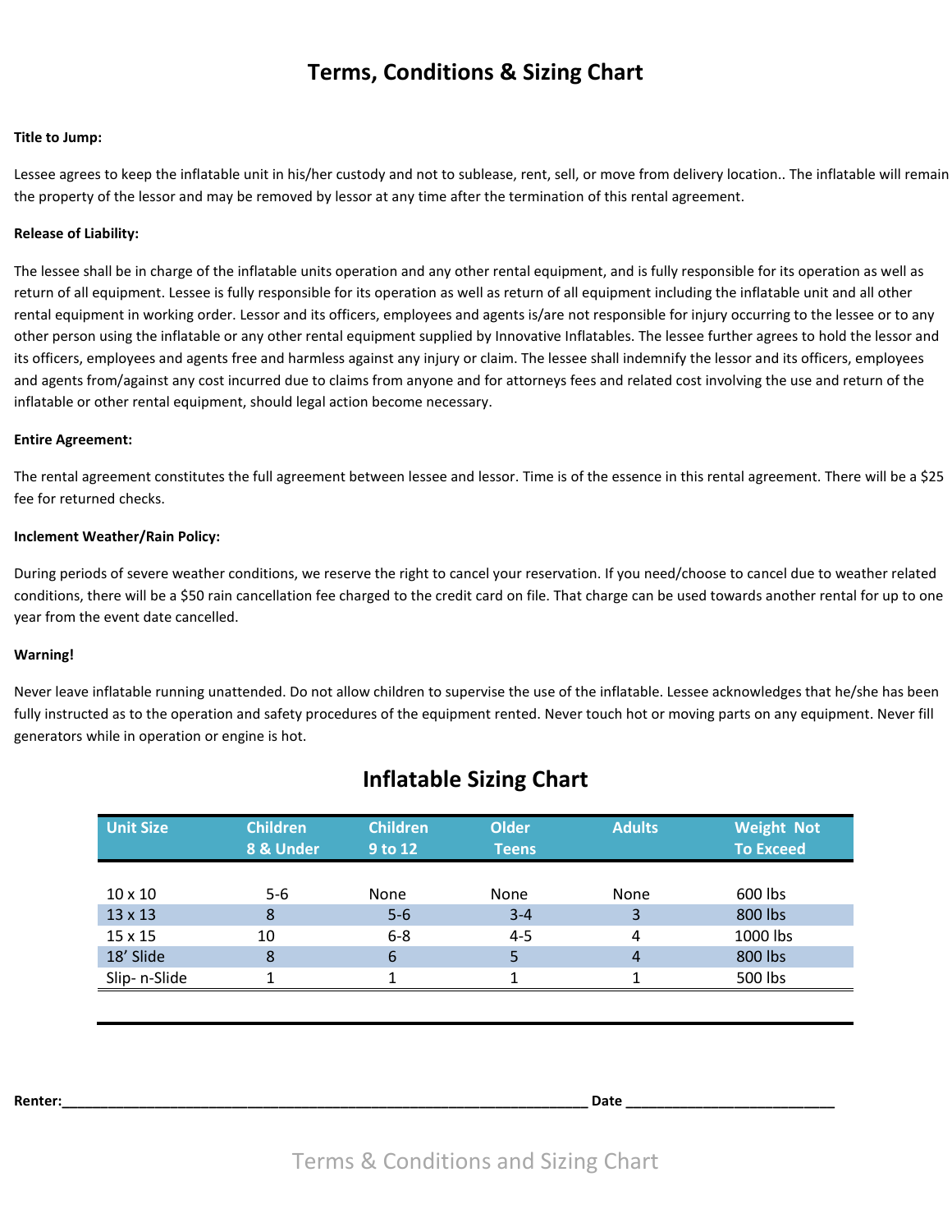# Terms, Conditions & Sizing Chart

**Title to Jump:**

Lessee agrees to keep the inflatable unit in his/her custody and not to sublease, rent, sell, or move from delivery location.. The inflatable will remain the property of the lessor and may be removed by lessor at any time after the termination of this rental agreement.

**Release of Liability:**

The lessee shall be in charge of the inflatable units operation and any other rental equipment, and is fully responsible for its operation as well as return of all equipment. Lessee is fully responsible for its operation as well as return of all equipment including the inflatable unit and all other rental equipment in working order. Lessor and its officers, employees and agents is/are not responsible for injury occurring to the lessee or to any other person using the inflatable or any other rental equipment supplied by Innovative Inflatables. The lessee further agrees to hold the lessor and its officers, employees and agents free and harmless against any injury or claim. The lessee shall indemnify the lessor and its officers, employees and agents from/against any cost incurred due to claims from anyone and for attorneys fees and related cost involving the use and return of the inflatable or other rental equipment, should legal action become necessary.

**Entire Agreement:**

The rental agreement constitutes the full agreement between lessee and lessor. Time is of the essence in this rental agreement. There will be a $25 fee for returned checks.

**Inclement Weather/Rain Policy:**

During periods of severe weather conditions, we reserve the right to cancel your reservation. If you need/choose to cancel due to weather related conditions, there will be a $50 rain cancellation fee charged to the credit card on file. That charge can be used towards another rental for up to one year from the event date cancelled.

**Warning!**

Never leave inflatable running unattended. Do not allow children to supervise the use of the inflatable. Lessee acknowledges that he/she has been fully instructed as to the operation and safety procedures of the equipment rented. Never touch hot or moving parts on any equipment. Never fill generators while in operation or engine is hot.

## Inflatable Sizing Chart

| Unit Size | Children 8 & Under | Children 9 to 12 | Older Teens | Adults | Weight Not To Exceed |
|---|---|---|---|---|---|
| 10 x 10 | 5-6 | None | None | None | 600 lbs |
| 13 x 13 | 8 | 5-6 | 3-4 | 3 | 800 lbs |
| 15 x 15 | 10 | 6-8 | 4-5 | 4 | 1000 lbs |
| 18' Slide | 8 | 6 | 5 | 4 | 800 lbs |
| Slip- n-Slide | 1 | 1 | 1 | 1 | 500 lbs |

**Renter:**_________________________________________________________________ **Date** __________________________